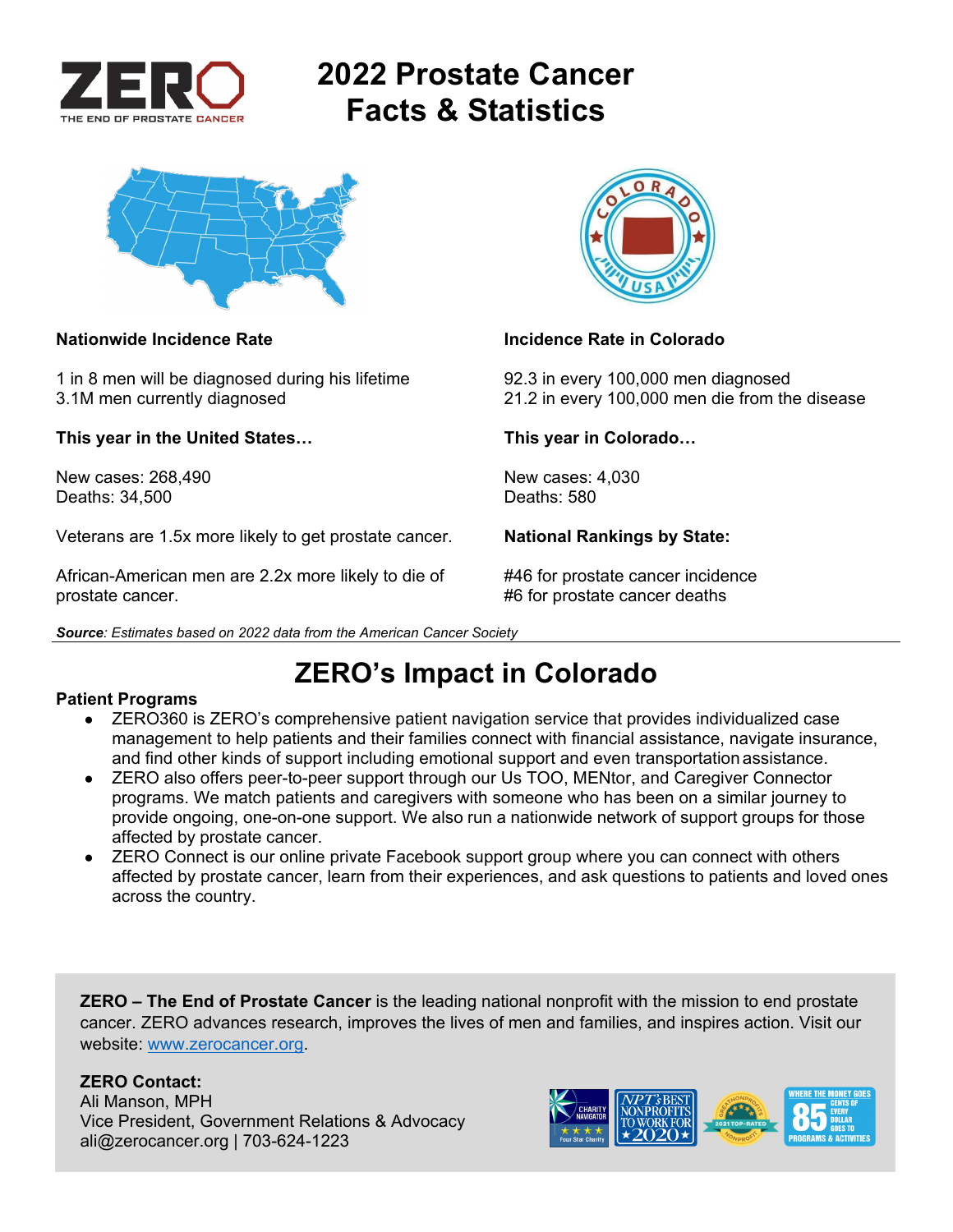ZERO
THE END OF PROSTATE CANCER

# 2022 Prostate Cancer Facts & Statistics

**Nationwide Incidence Rate**

1 in 8 men will be diagnosed during his lifetime
3.1M men currently diagnosed

**This year in the United States…**

New cases: 268,490
Deaths: 34,500

Veterans are 1.5x more likely to get prostate cancer.

African-American men are 2.2x more likely to die of prostate cancer.

**Incidence Rate in Colorado**

92.3 in every 100,000 men diagnosed
21.2 in every 100,000 men die from the disease

**This year in Colorado…**

New cases: 4,030
Deaths: 580

**National Rankings by State:**

#46 for prostate cancer incidence
#6 for prostate cancer deaths

***Source**: Estimates based on 2022 data from the American Cancer Society*

## ZERO's Impact in Colorado

**Patient Programs**

- ZERO360 is ZERO's comprehensive patient navigation service that provides individualized case management to help patients and their families connect with financial assistance, navigate insurance, and find other kinds of support including emotional support and even transportation assistance.
- ZERO also offers peer-to-peer support through our Us TOO, MENtor, and Caregiver Connector programs. We match patients and caregivers with someone who has been on a similar journey to provide ongoing, one-on-one support. We also run a nationwide network of support groups for those affected by prostate cancer.
- ZERO Connect is our online private Facebook support group where you can connect with others affected by prostate cancer, learn from their experiences, and ask questions to patients and loved ones across the country.

**ZERO – The End of Prostate Cancer** is the leading national nonprofit with the mission to end prostate cancer. ZERO advances research, improves the lives of men and families, and inspires action. Visit our website: [www.zerocancer.org](http://www.zerocancer.org).

**ZERO Contact:**
Ali Manson, MPH
Vice President, Government Relations & Advocacy
ali@zerocancer.org | 703-624-1223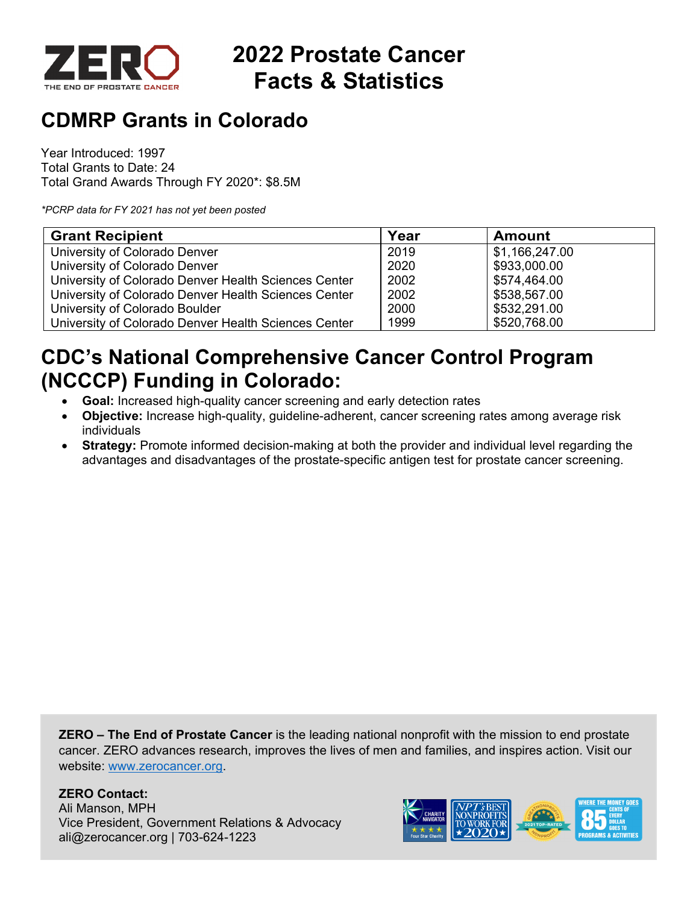# 2022 Prostate Cancer Facts & Statistics

## CDMRP Grants in Colorado

Year Introduced: 1997
Total Grants to Date: 24
Total Grand Awards Through FY 2020*: $8.5M

*\*PCRP data for FY 2021 has not yet been posted*

| Grant Recipient | Year | Amount |
|---|---|---|
| University of Colorado Denver | 2019 | $1,166,247.00 |
| University of Colorado Denver | 2020 | $933,000.00 |
| University of Colorado Denver Health Sciences Center | 2002 | $574,464.00 |
| University of Colorado Denver Health Sciences Center | 2002 | $538,567.00 |
| University of Colorado Boulder | 2000 | $532,291.00 |
| University of Colorado Denver Health Sciences Center | 1999 | $520,768.00 |

## CDC's National Comprehensive Cancer Control Program (NCCCP) Funding in Colorado:

- **Goal:** Increased high-quality cancer screening and early detection rates
- **Objective:** Increase high-quality, guideline-adherent, cancer screening rates among average risk individuals
- **Strategy:** Promote informed decision-making at both the provider and individual level regarding the advantages and disadvantages of the prostate-specific antigen test for prostate cancer screening.

**ZERO – The End of Prostate Cancer** is the leading national nonprofit with the mission to end prostate cancer. ZERO advances research, improves the lives of men and families, and inspires action. Visit our website: www.zerocancer.org.

**ZERO Contact:**
Ali Manson, MPH
Vice President, Government Relations & Advocacy
ali@zerocancer.org | 703-624-1223